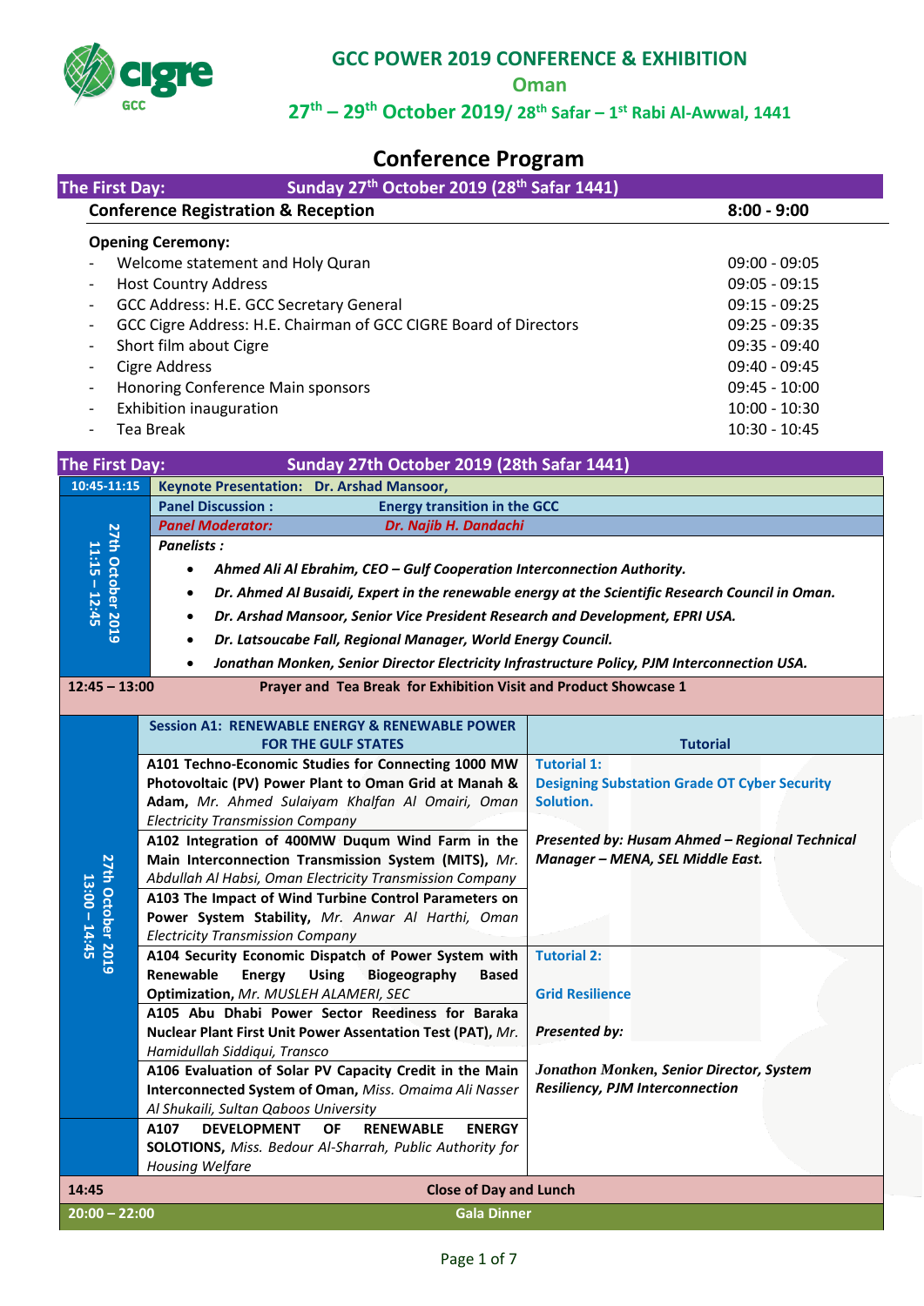# GCC POWER 2019 CONFERENCE & EXHIBITION

## Oman

## 27th – 29th October 2019/ 28th Safar – 1st Rabi Al-Awwal, 1441

# Conference Program

**The First Day: Sunday 27th October 2019 (28th Safar 1441)**

| **Conference Registration & Reception** | **8:00 - 9:00** |
|---|---|

**Opening Ceremony:**

| | |
|---|---|
| - Welcome statement and Holy Quran | 09:00 - 09:05 |
| - Host Country Address | 09:05 - 09:15 |
| - GCC Address: H.E. GCC Secretary General | 09:15 - 09:25 |
| - GCC Cigre Address: H.E. Chairman of GCC CIGRE Board of Directors | 09:25 - 09:35 |
| - Short film about Cigre | 09:35 - 09:40 |
| - Cigre Address | 09:40 - 09:45 |
| - Honoring Conference Main sponsors | 09:45 - 10:00 |
| - Exhibition inauguration | 10:00 - 10:30 |
| - Tea Break | 10:30 - 10:45 |

**The First Day: Sunday 27th October 2019 (28th Safar 1441)**

**10:45-11:15** — **Keynote Presentation: Dr. Arshad Mansoor,**

**27th October 2019, 11:15 – 12:45**

**Panel Discussion : Energy transition in the GCC**

***Panel Moderator: Dr. Najib H. Dandachi***

***Panelists :***

- ***Ahmed Ali Al Ebrahim, CEO – Gulf Cooperation Interconnection Authority.***
- ***Dr. Ahmed Al Busaidi, Expert in the renewable energy at the Scientific Research Council in Oman.***
- ***Dr. Arshad Mansoor, Senior Vice President Research and Development, EPRI USA.***
- ***Dr. Latsoucabe Fall, Regional Manager, World Energy Council.***
- ***Jonathan Monken, Senior Director Electricity Infrastructure Policy, PJM Interconnection USA.***

**12:45 – 13:00** — **Prayer and Tea Break for Exhibition Visit and Product Showcase 1**

**27th October 2019, 13:00 – 14:45**

| **Session A1: RENEWABLE ENERGY & RENEWABLE POWER FOR THE GULF STATES** | **Tutorial** |
|---|---|
| **A101 Techno-Economic Studies for Connecting 1000 MW Photovoltaic (PV) Power Plant to Oman Grid at Manah & Adam,** *Mr. Ahmed Sulaiyam Khalfan Al Omairi, Oman Electricity Transmission Company* | **Tutorial 1:** **Designing Substation Grade OT Cyber Security Solution.** ***Presented by: Husam Ahmed – Regional Technical Manager – MENA, SEL Middle East.*** |
| **A102 Integration of 400MW Duqum Wind Farm in the Main Interconnection Transmission System (MITS),** *Mr. Abdullah Al Habsi, Oman Electricity Transmission Company* | |
| **A103 The Impact of Wind Turbine Control Parameters on Power System Stability,** *Mr. Anwar Al Harthi, Oman Electricity Transmission Company* | |
| **A104 Security Economic Dispatch of Power System with Renewable Energy Using Biogeography Based Optimization,** *Mr. MUSLEH ALAMERI, SEC* | **Tutorial 2:** **Grid Resilience** ***Presented by:*** ***Jonathon Monken, Senior Director, System Resiliency, PJM Interconnection*** |
| **A105 Abu Dhabi Power Sector Reediness for Baraka Nuclear Plant First Unit Power Assentation Test (PAT),** *Mr. Hamidullah Siddiqui, Transco* | |
| **A106 Evaluation of Solar PV Capacity Credit in the Main Interconnected System of Oman,** *Miss. Omaima Ali Nasser Al Shukaili, Sultan Qaboos University* | |
| **A107 DEVELOPMENT OF RENEWABLE ENERGY SOLOTIONS,** *Miss. Bedour Al-Sharrah, Public Authority for Housing Welfare* | |

| | |
|---|---|
| **14:45** | **Close of Day and Lunch** |
| **20:00 – 22:00** | **Gala Dinner** |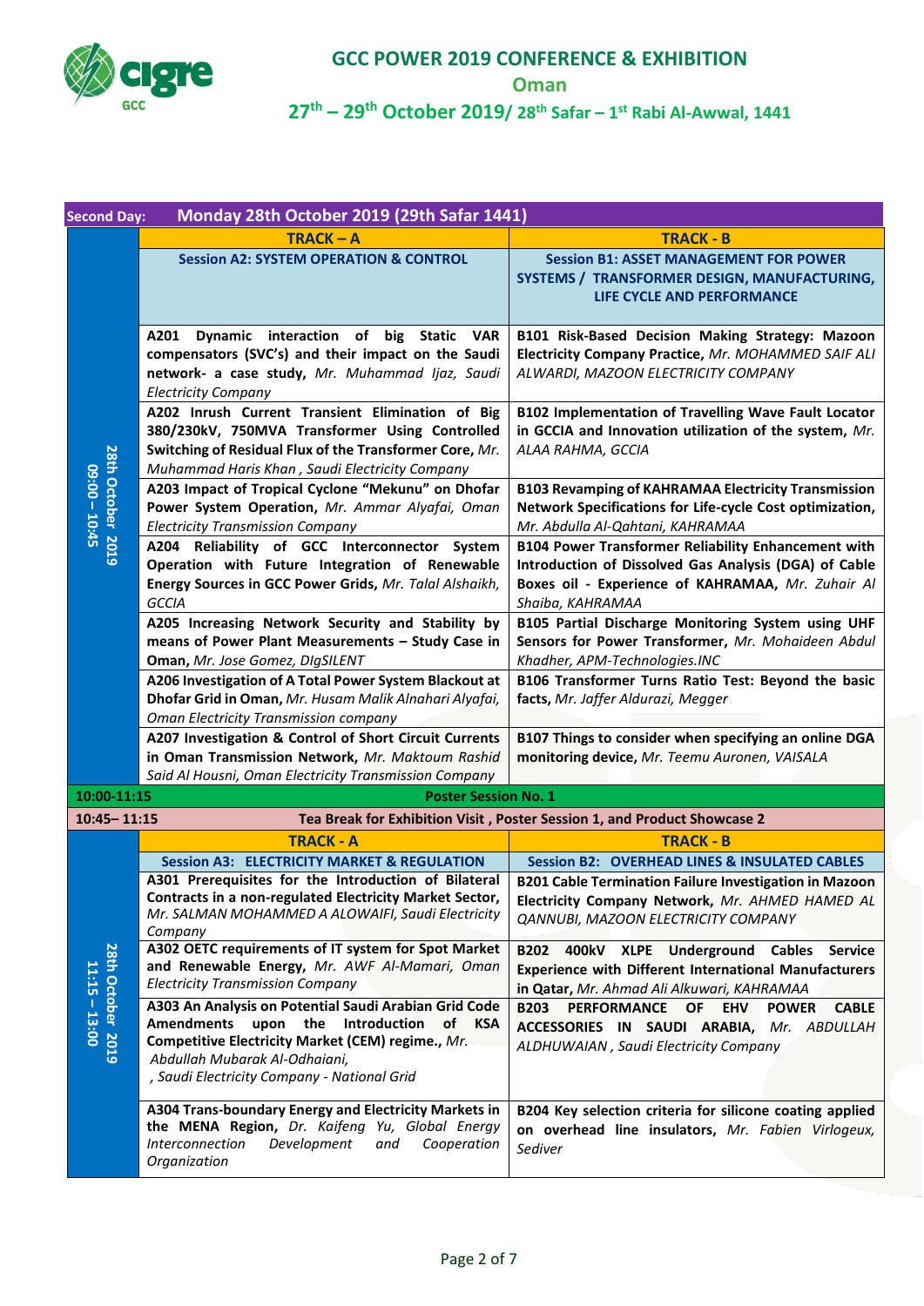# GCC POWER 2019 CONFERENCE & EXHIBITION

**Oman**

**27th – 29th October 2019/ 28th Safar – 1st Rabi Al-Awwal, 1441**

## Second Day: Monday 28th October 2019 (29th Safar 1441)

| Time | TRACK – A | TRACK - B |
|---|---|---|
| 28th October 2019 09:00 – 10:45 | **Session A2: SYSTEM OPERATION & CONTROL** | **Session B1: ASSET MANAGEMENT FOR POWER SYSTEMS / TRANSFORMER DESIGN, MANUFACTURING, LIFE CYCLE AND PERFORMANCE** |
| | **A201 Dynamic interaction of big Static VAR compensators (SVC's) and their impact on the Saudi network- a case study,** *Mr. Muhammad Ijaz, Saudi Electricity Company* | **B101 Risk-Based Decision Making Strategy: Mazoon Electricity Company Practice,** *Mr. MOHAMMED SAIF ALI ALWARDI, MAZOON ELECTRICITY COMPANY* |
| | **A202 Inrush Current Transient Elimination of Big 380/230kV, 750MVA Transformer Using Controlled Switching of Residual Flux of the Transformer Core,** *Mr. Muhammad Haris Khan , Saudi Electricity Company* | **B102 Implementation of Travelling Wave Fault Locator in GCCIA and Innovation utilization of the system,** *Mr. ALAA RAHMA, GCCIA* |
| | **A203 Impact of Tropical Cyclone "Mekunu" on Dhofar Power System Operation,** *Mr. Ammar Alyafai, Oman Electricity Transmission Company* | **B103 Revamping of KAHRAMAA Electricity Transmission Network Specifications for Life-cycle Cost optimization,** *Mr. Abdulla Al-Qahtani, KAHRAMAA* |
| | **A204 Reliability of GCC Interconnector System Operation with Future Integration of Renewable Energy Sources in GCC Power Grids,** *Mr. Talal Alshaikh, GCCIA* | **B104 Power Transformer Reliability Enhancement with Introduction of Dissolved Gas Analysis (DGA) of Cable Boxes oil - Experience of KAHRAMAA,** *Mr. Zuhair Al Shaiba, KAHRAMAA* |
| | **A205 Increasing Network Security and Stability by means of Power Plant Measurements – Study Case in Oman,** *Mr. Jose Gomez, DIgSILENT* | **B105 Partial Discharge Monitoring System using UHF Sensors for Power Transformer,** *Mr. Mohaideen Abdul Khadher, APM-Technologies.INC* |
| | **A206 Investigation of A Total Power System Blackout at Dhofar Grid in Oman,** *Mr. Husam Malik Alnahari Alyafai, Oman Electricity Transmission company* | **B106 Transformer Turns Ratio Test: Beyond the basic facts,** *Mr. Jaffer Aldurazi, Megger* |
| | **A207 Investigation & Control of Short Circuit Currents in Oman Transmission Network,** *Mr. Maktoum Rashid Said Al Housni, Oman Electricity Transmission Company* | **B107 Things to consider when specifying an online DGA monitoring device,** *Mr. Teemu Auronen, VAISALA* |
| **10:00-11:15** | **Poster Session No. 1** | |
| **10:45– 11:15** | **Tea Break for Exhibition Visit , Poster Session 1, and Product Showcase 2** | |
| 28th October 2019 11:15 – 13:00 | **TRACK - A** | **TRACK - B** |
| | **Session A3: ELECTRICITY MARKET & REGULATION** | **Session B2: OVERHEAD LINES & INSULATED CABLES** |
| | **A301 Prerequisites for the Introduction of Bilateral Contracts in a non-regulated Electricity Market Sector,** *Mr. SALMAN MOHAMMED A ALOWAIFI, Saudi Electricity Company* | **B201 Cable Termination Failure Investigation in Mazoon Electricity Company Network,** *Mr. AHMED HAMED AL QANNUBI, MAZOON ELECTRICITY COMPANY* |
| | **A302 OETC requirements of IT system for Spot Market and Renewable Energy,** *Mr. AWF Al-Mamari, Oman Electricity Transmission Company* | **B202 400kV XLPE Underground Cables Service Experience with Different International Manufacturers in Qatar,** *Mr. Ahmad Ali Alkuwari, KAHRAMAA* |
| | **A303 An Analysis on Potential Saudi Arabian Grid Code Amendments upon the Introduction of KSA Competitive Electricity Market (CEM) regime.,** *Mr. Abdullah Mubarak Al-Odhaiani, , Saudi Electricity Company - National Grid* | **B203 PERFORMANCE OF EHV POWER CABLE ACCESSORIES IN SAUDI ARABIA,** *Mr. ABDULLAH ALDHUWAIAN , Saudi Electricity Company* |
| | **A304 Trans-boundary Energy and Electricity Markets in the MENA Region,** *Dr. Kaifeng Yu, Global Energy Interconnection Development and Cooperation Organization* | **B204 Key selection criteria for silicone coating applied on overhead line insulators,** *Mr. Fabien Virlogeux, Sediver* |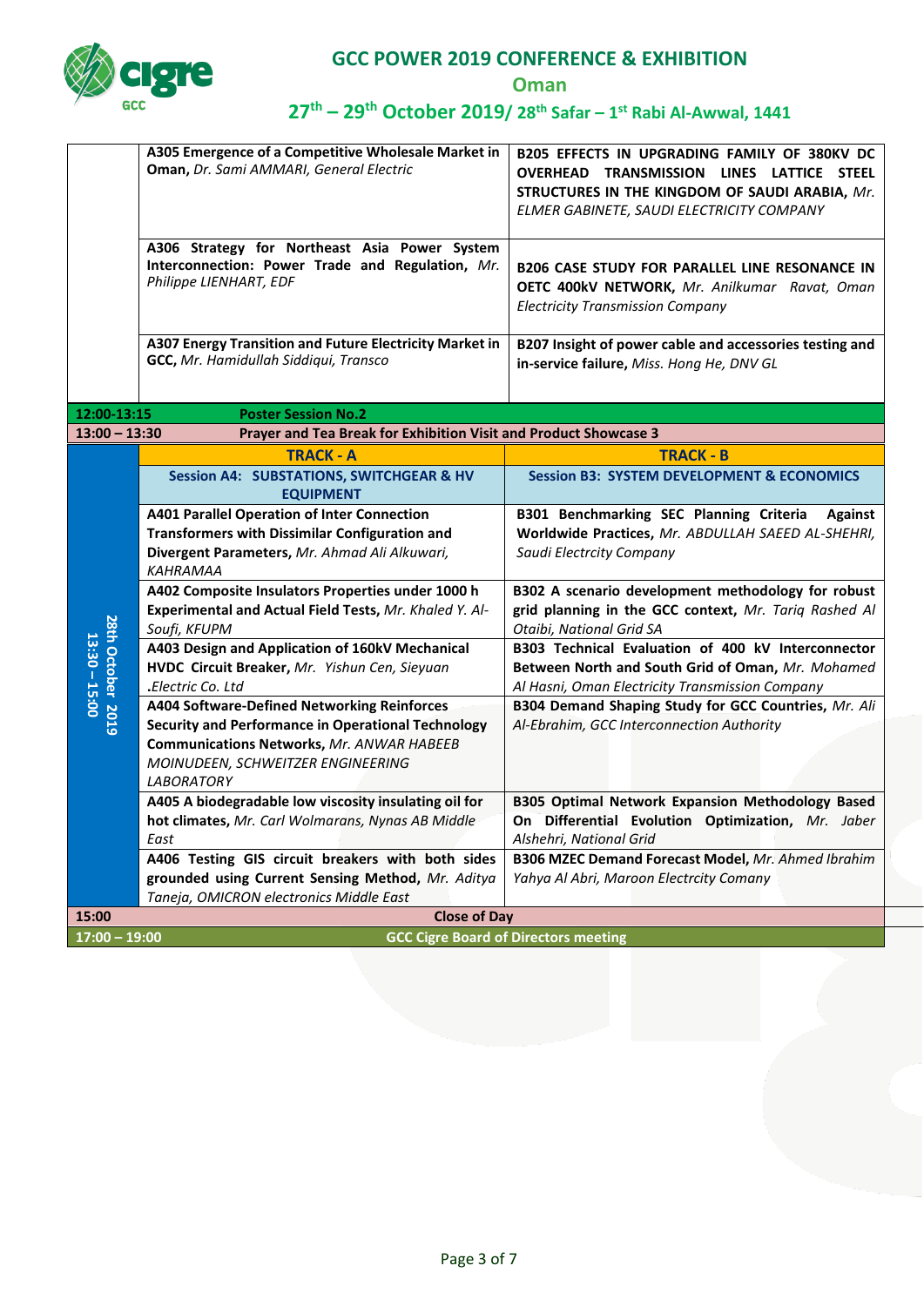| | | |
|---|---|---|
| | **A305 Emergence of a Competitive Wholesale Market in Oman,** *Dr. Sami AMMARI, General Electric* | **B205 EFFECTS IN UPGRADING FAMILY OF 380KV DC OVERHEAD TRANSMISSION LINES LATTICE STEEL STRUCTURES IN THE KINGDOM OF SAUDI ARABIA,** *Mr. ELMER GABINETE, SAUDI ELECTRICITY COMPANY* |
| | **A306 Strategy for Northeast Asia Power System Interconnection: Power Trade and Regulation,** *Mr. Philippe LIENHART, EDF* | **B206 CASE STUDY FOR PARALLEL LINE RESONANCE IN OETC 400kV NETWORK,** *Mr. Anilkumar Ravat, Oman Electricity Transmission Company* |
| | **A307 Energy Transition and Future Electricity Market in GCC,** *Mr. Hamidullah Siddiqui, Transco* | **B207 Insight of power cable and accessories testing and in-service failure,** *Miss. Hong He, DNV GL* |
| **12:00-13:15** | **Poster Session No.2** | |
| **13:00 – 13:30** | **Prayer and Tea Break for Exhibition Visit and Product Showcase 3** | |
| **28th October 2019 13:30 – 15:00** | **TRACK - A** | **TRACK - B** |
| | **Session A4: SUBSTATIONS, SWITCHGEAR & HV EQUIPMENT** | **Session B3: SYSTEM DEVELOPMENT & ECONOMICS** |
| | **A401 Parallel Operation of Inter Connection Transformers with Dissimilar Configuration and Divergent Parameters,** *Mr. Ahmad Ali Alkuwari, KAHRAMAA* | **B301 Benchmarking SEC Planning Criteria Against Worldwide Practices,** *Mr. ABDULLAH SAEED AL-SHEHRI, Saudi Electrcity Company* |
| | **A402 Composite Insulators Properties under 1000 h Experimental and Actual Field Tests,** *Mr. Khaled Y. Al-Soufi, KFUPM* | **B302 A scenario development methodology for robust grid planning in the GCC context,** *Mr. Tariq Rashed Al Otaibi, National Grid SA* |
| | **A403 Design and Application of 160kV Mechanical HVDC Circuit Breaker,** *Mr. Yishun Cen, Sieyuan .Electric Co. Ltd* | **B303 Technical Evaluation of 400 kV Interconnector Between North and South Grid of Oman,** *Mr. Mohamed Al Hasni, Oman Electricity Transmission Company* |
| | **A404 Software-Defined Networking Reinforces Security and Performance in Operational Technology Communications Networks,** *Mr. ANWAR HABEEB MOINUDEEN, SCHWEITZER ENGINEERING LABORATORY* | **B304 Demand Shaping Study for GCC Countries,** *Mr. Ali Al-Ebrahim, GCC Interconnection Authority* |
| | **A405 A biodegradable low viscosity insulating oil for hot climates,** *Mr. Carl Wolmarans, Nynas AB Middle East* | **B305 Optimal Network Expansion Methodology Based On Differential Evolution Optimization,** *Mr. Jaber Alshehri, National Grid* |
| | **A406 Testing GIS circuit breakers with both sides grounded using Current Sensing Method,** *Mr. Aditya Taneja, OMICRON electronics Middle East* | **B306 MZEC Demand Forecast Model,** *Mr. Ahmed Ibrahim Yahya Al Abri, Maroon Electrcity Comany* |
| **15:00** | **Close of Day** | |
| **17:00 – 19:00** | **GCC Cigre Board of Directors meeting** | |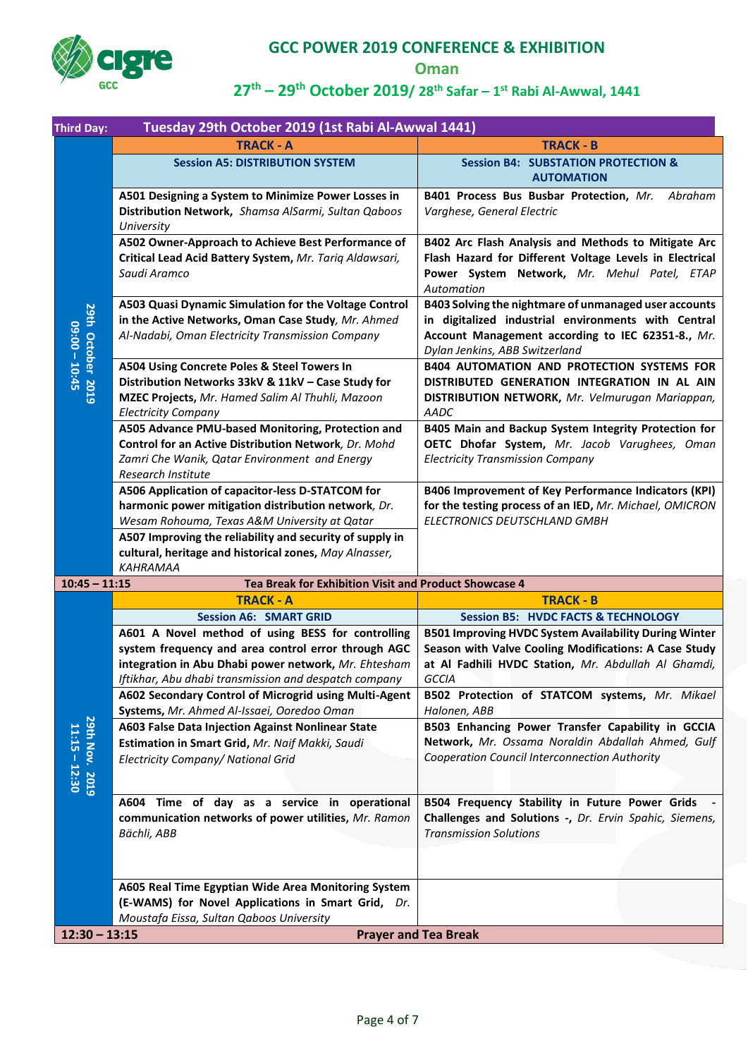# GCC POWER 2019 CONFERENCE & EXHIBITION

## Oman

## 27th – 29th October 2019/ 28th Safar – 1st Rabi Al-Awwal, 1441

| Third Day: | Tuesday 29th October 2019 (1st Rabi Al-Awwal 1441) | |
|---|---|---|
| 29th October 2019 09:00 – 10:45 | **TRACK - A** | **TRACK - B** |
| | **Session A5: DISTRIBUTION SYSTEM** | **Session B4: SUBSTATION PROTECTION & AUTOMATION** |
| | **A501 Designing a System to Minimize Power Losses in Distribution Network,** *Shamsa AlSarmi, Sultan Qaboos University* | **B401 Process Bus Busbar Protection,** *Mr. Abraham Varghese, General Electric* |
| | **A502 Owner-Approach to Achieve Best Performance of Critical Lead Acid Battery System,** *Mr. Tariq Aldawsari, Saudi Aramco* | **B402 Arc Flash Analysis and Methods to Mitigate Arc Flash Hazard for Different Voltage Levels in Electrical Power System Network,** *Mr. Mehul Patel, ETAP Automation* |
| | **A503 Quasi Dynamic Simulation for the Voltage Control in the Active Networks, Oman Case Study,** *Mr. Ahmed Al-Nadabi, Oman Electricity Transmission Company* | **B403 Solving the nightmare of unmanaged user accounts in digitalized industrial environments with Central Account Management according to IEC 62351-8.,** *Mr. Dylan Jenkins, ABB Switzerland* |
| | **A504 Using Concrete Poles & Steel Towers In Distribution Networks 33kV & 11kV – Case Study for MZEC Projects,** *Mr. Hamed Salim Al Thuhli, Mazoon Electricity Company* | **B404 AUTOMATION AND PROTECTION SYSTEMS FOR DISTRIBUTED GENERATION INTEGRATION IN AL AIN DISTRIBUTION NETWORK,** *Mr. Velmurugan Mariappan, AADC* |
| | **A505 Advance PMU-based Monitoring, Protection and Control for an Active Distribution Network***, Dr. Mohd Zamri Che Wanik, Qatar Environment and Energy Research Institute* | **B405 Main and Backup System Integrity Protection for OETC Dhofar System,** *Mr. Jacob Varughees, Oman Electricity Transmission Company* |
| | **A506 Application of capacitor-less D-STATCOM for harmonic power mitigation distribution network***, Dr. Wesam Rohouma, Texas A&M University at Qatar* | **B406 Improvement of Key Performance Indicators (KPI) for the testing process of an IED,** *Mr. Michael, OMICRON ELECTRONICS DEUTSCHLAND GMBH* |
| | **A507 Improving the reliability and security of supply in cultural, heritage and historical zones,** *May Alnasser, KAHRAMAA* | |
| **10:45 – 11:15** | **Tea Break for Exhibition Visit and Product Showcase 4** | |
| 29th Nov. 2019 11:15 – 12:30 | **TRACK - A** | **TRACK - B** |
| | **Session A6: SMART GRID** | **Session B5: HVDC FACTS & TECHNOLOGY** |
| | **A601 A Novel method of using BESS for controlling system frequency and area control error through AGC integration in Abu Dhabi power network,** *Mr. Ehtesham Iftikhar, Abu dhabi transmission and despatch company* | **B501 Improving HVDC System Availability During Winter Season with Valve Cooling Modifications: A Case Study at Al Fadhili HVDC Station,** *Mr. Abdullah Al Ghamdi, GCCIA* |
| | **A602 Secondary Control of Microgrid using Multi-Agent Systems,** *Mr. Ahmed Al-Issaei, Ooredoo Oman* | **B502 Protection of STATCOM systems,** *Mr. Mikael Halonen, ABB* |
| | **A603 False Data Injection Against Nonlinear State Estimation in Smart Grid,** *Mr. Naif Makki, Saudi Electricity Company/ National Grid* | **B503 Enhancing Power Transfer Capability in GCCIA Network,** *Mr. Ossama Noraldin Abdallah Ahmed, Gulf Cooperation Council Interconnection Authority* |
| | **A604 Time of day as a service in operational communication networks of power utilities,** *Mr. Ramon Bächli, ABB* | **B504 Frequency Stability in Future Power Grids - Challenges and Solutions -,** *Dr. Ervin Spahic, Siemens, Transmission Solutions* |
| | **A605 Real Time Egyptian Wide Area Monitoring System (E-WAMS) for Novel Applications in Smart Grid,** *Dr. Moustafa Eissa, Sultan Qaboos University* | |
| **12:30 – 13:15** | **Prayer and Tea Break** | |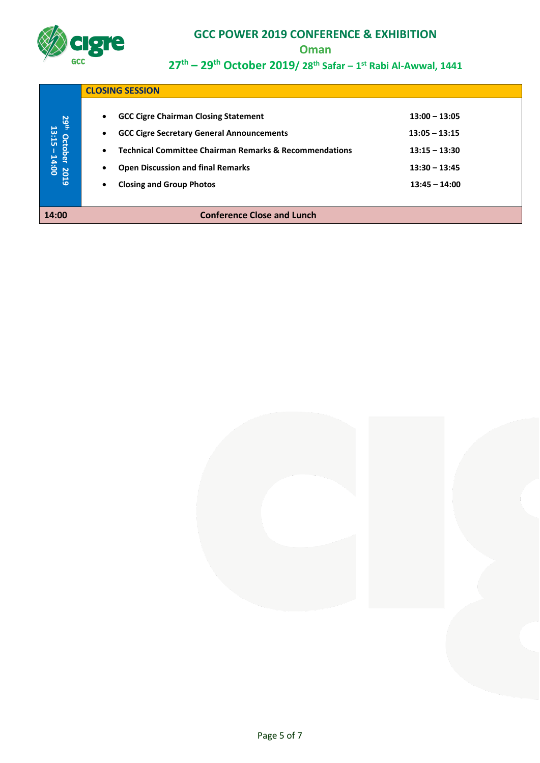| 29th October 2019 13:15 – 14:00 | CLOSING SESSION | |
|---|---|---|
| | • GCC Cigre Chairman Closing Statement | 13:00 – 13:05 |
| | • GCC Cigre Secretary General Announcements | 13:05 – 13:15 |
| | • Technical Committee Chairman Remarks & Recommendations | 13:15 – 13:30 |
| | • Open Discussion and final Remarks | 13:30 – 13:45 |
| | • Closing and Group Photos | 13:45 – 14:00 |
| **14:00** | **Conference Close and Lunch** | |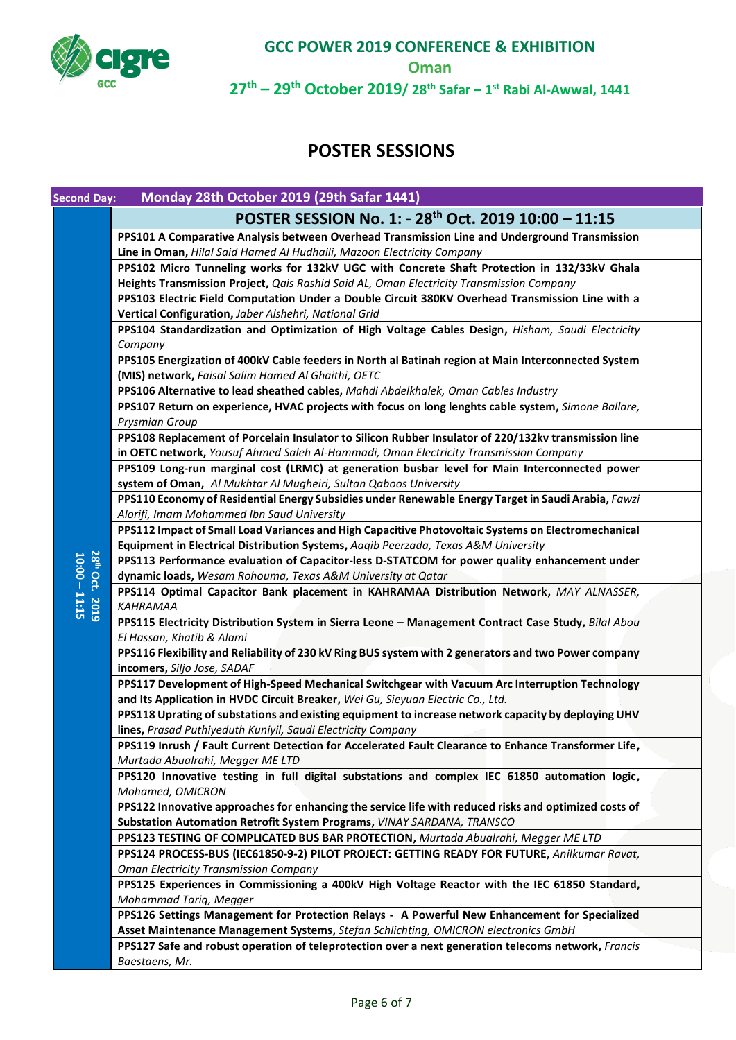# POSTER SESSIONS

| Second Day: | Monday 28th October 2019 (29th Safar 1441) |
|---|---|
| | **POSTER SESSION No. 1: - 28th Oct. 2019 10:00 – 11:15** |
| 28th Oct. 2019 10:00 – 11:15 | **PPS101 A Comparative Analysis between Overhead Transmission Line and Underground Transmission Line in Oman,** *Hilal Said Hamed Al Hudhaili, Mazoon Electricity Company* |
| | **PPS102 Micro Tunneling works for 132kV UGC with Concrete Shaft Protection in 132/33kV Ghala Heights Transmission Project,** *Qais Rashid Said AL, Oman Electricity Transmission Company* |
| | **PPS103 Electric Field Computation Under a Double Circuit 380KV Overhead Transmission Line with a Vertical Configuration,** *Jaber Alshehri, National Grid* |
| | **PPS104 Standardization and Optimization of High Voltage Cables Design,** *Hisham, Saudi Electricity Company* |
| | **PPS105 Energization of 400kV Cable feeders in North al Batinah region at Main Interconnected System (MIS) network,** *Faisal Salim Hamed Al Ghaithi, OETC* |
| | **PPS106 Alternative to lead sheathed cables,** *Mahdi Abdelkhalek, Oman Cables Industry* |
| | **PPS107 Return on experience, HVAC projects with focus on long lenghts cable system,** *Simone Ballare, Prysmian Group* |
| | **PPS108 Replacement of Porcelain Insulator to Silicon Rubber Insulator of 220/132kv transmission line in OETC network,** *Yousuf Ahmed Saleh Al-Hammadi, Oman Electricity Transmission Company* |
| | **PPS109 Long-run marginal cost (LRMC) at generation busbar level for Main Interconnected power system of Oman,** *Al Mukhtar Al Mugheiri, Sultan Qaboos University* |
| | **PPS110 Economy of Residential Energy Subsidies under Renewable Energy Target in Saudi Arabia,** *Fawzi Alorifi, Imam Mohammed Ibn Saud University* |
| | **PPS112 Impact of Small Load Variances and High Capacitive Photovoltaic Systems on Electromechanical Equipment in Electrical Distribution Systems,** *Aaqib Peerzada, Texas A&M University* |
| | **PPS113 Performance evaluation of Capacitor-less D-STATCOM for power quality enhancement under dynamic loads,** *Wesam Rohouma, Texas A&M University at Qatar* |
| | **PPS114 Optimal Capacitor Bank placement in KAHRAMAA Distribution Network,** *MAY ALNASSER, KAHRAMAA* |
| | **PPS115 Electricity Distribution System in Sierra Leone – Management Contract Case Study,** *Bilal Abou El Hassan, Khatib & Alami* |
| | **PPS116 Flexibility and Reliability of 230 kV Ring BUS system with 2 generators and two Power company incomers,** *Siljo Jose, SADAF* |
| | **PPS117 Development of High-Speed Mechanical Switchgear with Vacuum Arc Interruption Technology and Its Application in HVDC Circuit Breaker,** *Wei Gu, Sieyuan Electric Co., Ltd.* |
| | **PPS118 Uprating of substations and existing equipment to increase network capacity by deploying UHV lines,** *Prasad Puthiyeduth Kuniyil, Saudi Electricity Company* |
| | **PPS119 Inrush / Fault Current Detection for Accelerated Fault Clearance to Enhance Transformer Life,** *Murtada Abualrahi, Megger ME LTD* |
| | **PPS120 Innovative testing in full digital substations and complex IEC 61850 automation logic,** *Mohamed, OMICRON* |
| | **PPS122 Innovative approaches for enhancing the service life with reduced risks and optimized costs of Substation Automation Retrofit System Programs,** *VINAY SARDANA, TRANSCO* |
| | **PPS123 TESTING OF COMPLICATED BUS BAR PROTECTION,** *Murtada Abualrahi, Megger ME LTD* |
| | **PPS124 PROCESS-BUS (IEC61850-9-2) PILOT PROJECT: GETTING READY FOR FUTURE,** *Anilkumar Ravat, Oman Electricity Transmission Company* |
| | **PPS125 Experiences in Commissioning a 400kV High Voltage Reactor with the IEC 61850 Standard,** *Mohammad Tariq, Megger* |
| | **PPS126 Settings Management for Protection Relays - A Powerful New Enhancement for Specialized Asset Maintenance Management Systems,** *Stefan Schlichting, OMICRON electronics GmbH* |
| | **PPS127 Safe and robust operation of teleprotection over a next generation telecoms network,** *Francis Baestaens, Mr.* |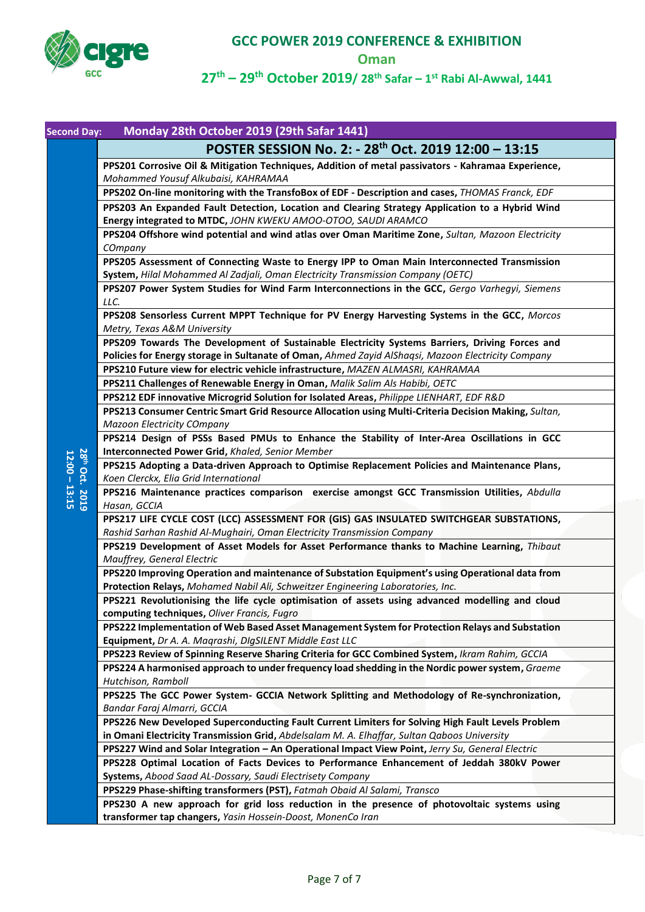# GCC POWER 2019 CONFERENCE & EXHIBITION

## Oman

## 27th – 29th October 2019/ 28th Safar – 1st Rabi Al-Awwal, 1441

| Second Day: | Monday 28th October 2019 (29th Safar 1441) |
|---|---|
| 28th Oct. 2019 12:00 – 13:15 | **POSTER SESSION No. 2: - 28th Oct. 2019 12:00 – 13:15** |
| | **PPS201 Corrosive Oil & Mitigation Techniques, Addition of metal passivators - Kahramaa Experience,** *Mohammed Yousuf Alkubaisi, KAHRAMAA* |
| | **PPS202 On-line monitoring with the TransfoBox of EDF - Description and cases,** *THOMAS Franck, EDF* |
| | **PPS203 An Expanded Fault Detection, Location and Clearing Strategy Application to a Hybrid Wind Energy integrated to MTDC,** *JOHN KWEKU AMOO-OTOO, SAUDI ARAMCO* |
| | **PPS204 Offshore wind potential and wind atlas over Oman Maritime Zone,** *Sultan, Mazoon Electricity COmpany* |
| | **PPS205 Assessment of Connecting Waste to Energy IPP to Oman Main Interconnected Transmission System,** *Hilal Mohammed Al Zadjali, Oman Electricity Transmission Company (OETC)* |
| | **PPS207 Power System Studies for Wind Farm Interconnections in the GCC,** *Gergo Varhegyi, Siemens LLC.* |
| | **PPS208 Sensorless Current MPPT Technique for PV Energy Harvesting Systems in the GCC,** *Morcos Metry, Texas A&M University* |
| | **PPS209 Towards The Development of Sustainable Electricity Systems Barriers, Driving Forces and Policies for Energy storage in Sultanate of Oman,** *Ahmed Zayid AlShaqsi, Mazoon Electricity Company* |
| | **PPS210 Future view for electric vehicle infrastructure,** *MAZEN ALMASRI, KAHRAMAA* |
| | **PPS211 Challenges of Renewable Energy in Oman,** *Malik Salim Als Habibi, OETC* |
| | **PPS212 EDF innovative Microgrid Solution for Isolated Areas,** *Philippe LIENHART, EDF R&D* |
| | **PPS213 Consumer Centric Smart Grid Resource Allocation using Multi-Criteria Decision Making,** *Sultan, Mazoon Electricity COmpany* |
| | **PPS214 Design of PSSs Based PMUs to Enhance the Stability of Inter-Area Oscillations in GCC Interconnected Power Grid,** *Khaled, Senior Member* |
| | **PPS215 Adopting a Data-driven Approach to Optimise Replacement Policies and Maintenance Plans,** *Koen Clerckx, Elia Grid International* |
| | **PPS216 Maintenance practices comparison exercise amongst GCC Transmission Utilities,** *Abdulla Hasan, GCCIA* |
| | **PPS217 LIFE CYCLE COST (LCC) ASSESSMENT FOR (GIS) GAS INSULATED SWITCHGEAR SUBSTATIONS,** *Rashid Sarhan Rashid Al-Mughairi, Oman Electricity Transmission Company* |
| | **PPS219 Development of Asset Models for Asset Performance thanks to Machine Learning,** *Thibaut Mauffrey, General Electric* |
| | **PPS220 Improving Operation and maintenance of Substation Equipment's using Operational data from Protection Relays,** *Mohamed Nabil Ali, Schweitzer Engineering Laboratories, Inc.* |
| | **PPS221 Revolutionising the life cycle optimisation of assets using advanced modelling and cloud computing techniques,** *Oliver Francis, Fugro* |
| | **PPS222 Implementation of Web Based Asset Management System for Protection Relays and Substation Equipment,** *Dr A. A. Maqrashi, DIgSILENT Middle East LLC* |
| | **PPS223 Review of Spinning Reserve Sharing Criteria for GCC Combined System,** *Ikram Rahim, GCCIA* |
| | **PPS224 A harmonised approach to under frequency load shedding in the Nordic power system,** *Graeme Hutchison, Ramboll* |
| | **PPS225 The GCC Power System- GCCIA Network Splitting and Methodology of Re-synchronization,** *Bandar Faraj Almarri, GCCIA* |
| | **PPS226 New Developed Superconducting Fault Current Limiters for Solving High Fault Levels Problem in Omani Electricity Transmission Grid,** *Abdelsalam M. A. Elhaffar, Sultan Qaboos University* |
| | **PPS227 Wind and Solar Integration – An Operational Impact View Point,** *Jerry Su, General Electric* |
| | **PPS228 Optimal Location of Facts Devices to Performance Enhancement of Jeddah 380kV Power Systems,** *Abood Saad AL-Dossary, Saudi Electrisety Company* |
| | **PPS229 Phase-shifting transformers (PST),** *Fatmah Obaid Al Salami, Transco* |
| | **PPS230 A new approach for grid loss reduction in the presence of photovoltaic systems using transformer tap changers,** *Yasin Hossein-Doost, MonenCo Iran* |